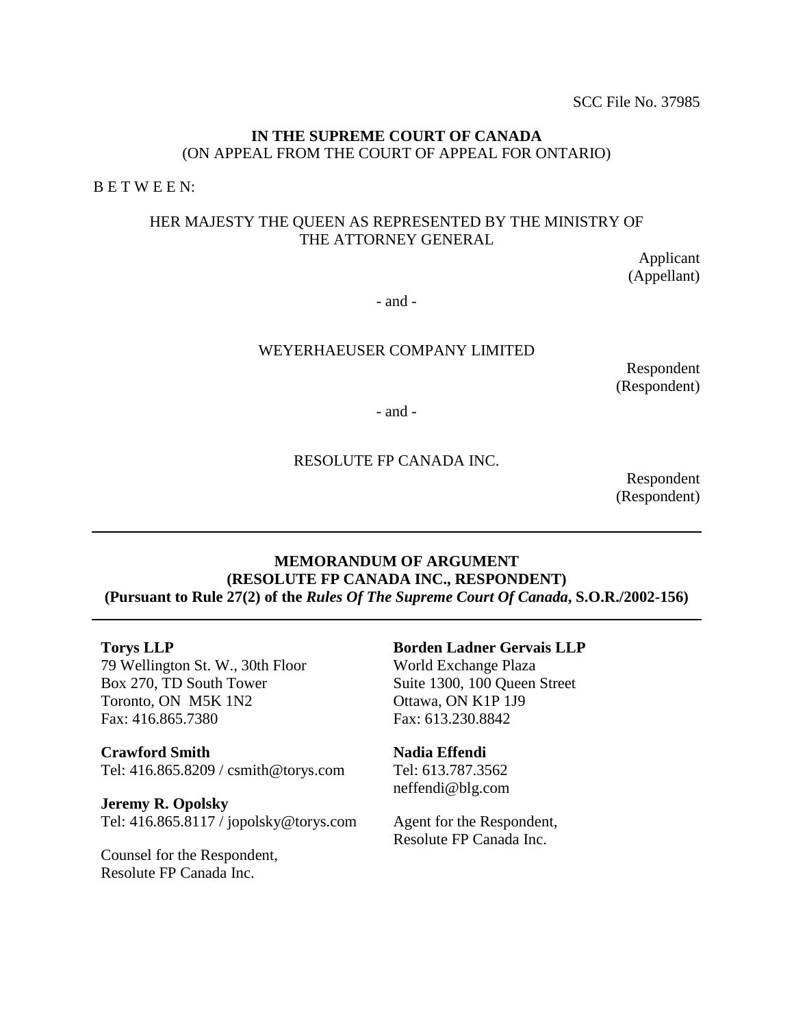SCC File No. 37985

**IN THE SUPREME COURT OF CANADA**
(ON APPEAL FROM THE COURT OF APPEAL FOR ONTARIO)

B E T W E E N:

HER MAJESTY THE QUEEN AS REPRESENTED BY THE MINISTRY OF THE ATTORNEY GENERAL

Applicant
(Appellant)

- and -

WEYERHAEUSER COMPANY LIMITED

Respondent
(Respondent)

- and -

RESOLUTE FP CANADA INC.

Respondent
(Respondent)

---

**MEMORANDUM OF ARGUMENT**
**(RESOLUTE FP CANADA INC., RESPONDENT)**
**(Pursuant to Rule 27(2) of the *Rules Of The Supreme Court Of Canada*, S.O.R./2002-156)**

---

**Torys LLP**
79 Wellington St. W., 30th Floor
Box 270, TD South Tower
Toronto, ON M5K 1N2
Fax: 416.865.7380

**Crawford Smith**
Tel: 416.865.8209 / csmith@torys.com

**Jeremy R. Opolsky**
Tel: 416.865.8117 / jopolsky@torys.com

Counsel for the Respondent,
Resolute FP Canada Inc.

**Borden Ladner Gervais LLP**
World Exchange Plaza
Suite 1300, 100 Queen Street
Ottawa, ON K1P 1J9
Fax: 613.230.8842

**Nadia Effendi**
Tel: 613.787.3562
neffendi@blg.com

Agent for the Respondent,
Resolute FP Canada Inc.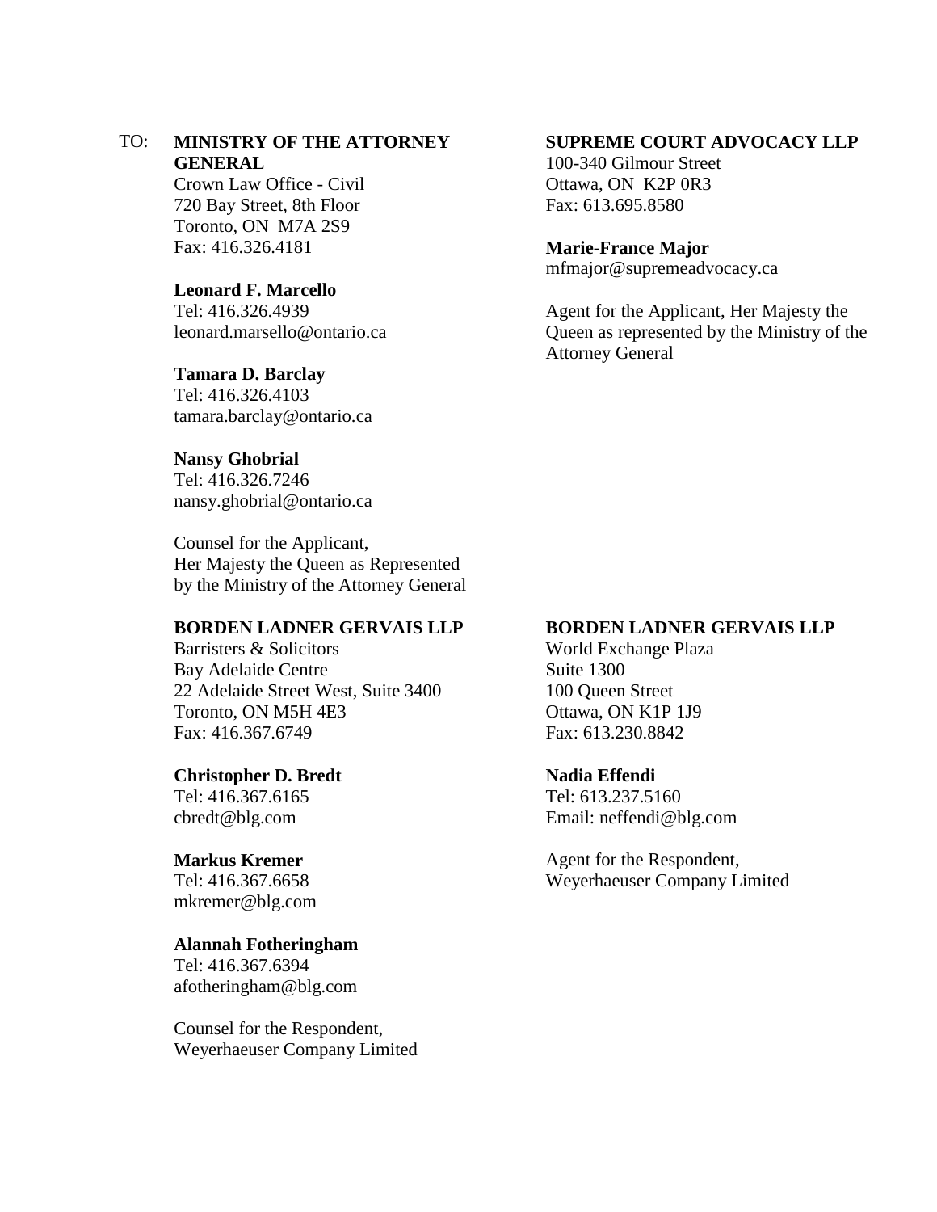TO: **MINISTRY OF THE ATTORNEY GENERAL**
Crown Law Office - Civil
720 Bay Street, 8th Floor
Toronto, ON M7A 2S9
Fax: 416.326.4181

**Leonard F. Marcello**
Tel: 416.326.4939
leonard.marsello@ontario.ca

**Tamara D. Barclay**
Tel: 416.326.4103
tamara.barclay@ontario.ca

**Nansy Ghobrial**
Tel: 416.326.7246
nansy.ghobrial@ontario.ca

Counsel for the Applicant,
Her Majesty the Queen as Represented by the Ministry of the Attorney General

**SUPREME COURT ADVOCACY LLP**
100-340 Gilmour Street
Ottawa, ON K2P 0R3
Fax: 613.695.8580

**Marie-France Major**
mfmajor@supremeadvocacy.ca

Agent for the Applicant, Her Majesty the Queen as represented by the Ministry of the Attorney General

**BORDEN LADNER GERVAIS LLP**
Barristers & Solicitors
Bay Adelaide Centre
22 Adelaide Street West, Suite 3400
Toronto, ON M5H 4E3
Fax: 416.367.6749

**Christopher D. Bredt**
Tel: 416.367.6165
cbredt@blg.com

**Markus Kremer**
Tel: 416.367.6658
mkremer@blg.com

**Alannah Fotheringham**
Tel: 416.367.6394
afotheringham@blg.com

Counsel for the Respondent,
Weyerhaeuser Company Limited

**BORDEN LADNER GERVAIS LLP**
World Exchange Plaza
Suite 1300
100 Queen Street
Ottawa, ON K1P 1J9
Fax: 613.230.8842

**Nadia Effendi**
Tel: 613.237.5160
Email: neffendi@blg.com

Agent for the Respondent,
Weyerhaeuser Company Limited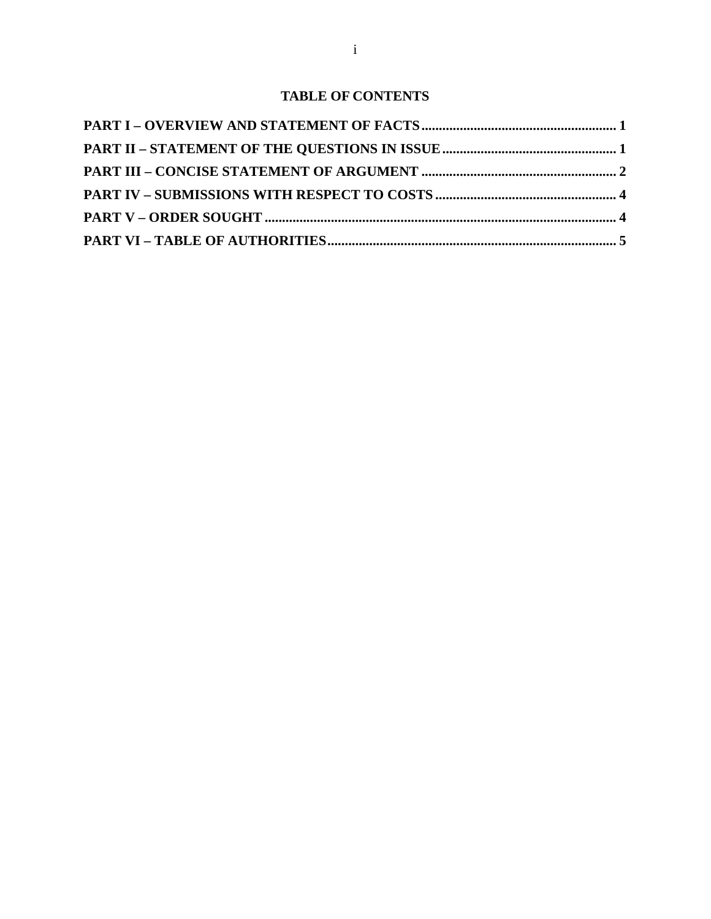# TABLE OF CONTENTS

**PART I – OVERVIEW AND STATEMENT OF FACTS........................................................ 1**

**PART II – STATEMENT OF THE QUESTIONS IN ISSUE.................................................. 1**

**PART III – CONCISE STATEMENT OF ARGUMENT........................................................ 2**

**PART IV – SUBMISSIONS WITH RESPECT TO COSTS.................................................... 4**

**PART V – ORDER SOUGHT..................................................................................................... 4**

**PART VI – TABLE OF AUTHORITIES.................................................................................. 5**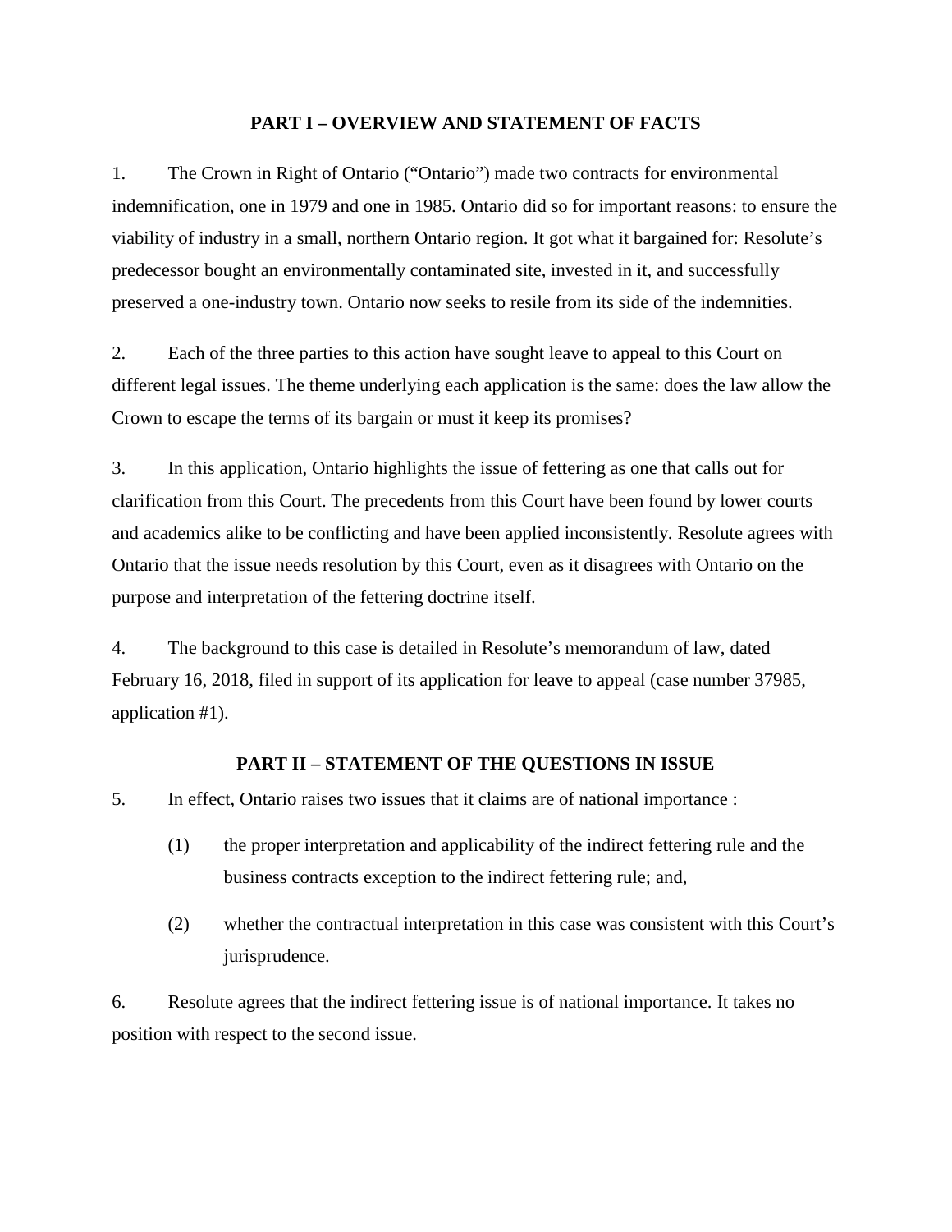## PART I – OVERVIEW AND STATEMENT OF FACTS

1. The Crown in Right of Ontario ("Ontario") made two contracts for environmental indemnification, one in 1979 and one in 1985. Ontario did so for important reasons: to ensure the viability of industry in a small, northern Ontario region. It got what it bargained for: Resolute's predecessor bought an environmentally contaminated site, invested in it, and successfully preserved a one-industry town. Ontario now seeks to resile from its side of the indemnities.

2. Each of the three parties to this action have sought leave to appeal to this Court on different legal issues. The theme underlying each application is the same: does the law allow the Crown to escape the terms of its bargain or must it keep its promises?

3. In this application, Ontario highlights the issue of fettering as one that calls out for clarification from this Court. The precedents from this Court have been found by lower courts and academics alike to be conflicting and have been applied inconsistently. Resolute agrees with Ontario that the issue needs resolution by this Court, even as it disagrees with Ontario on the purpose and interpretation of the fettering doctrine itself.

4. The background to this case is detailed in Resolute's memorandum of law, dated February 16, 2018, filed in support of its application for leave to appeal (case number 37985, application #1).

## PART II – STATEMENT OF THE QUESTIONS IN ISSUE

5. In effect, Ontario raises two issues that it claims are of national importance :

   (1) the proper interpretation and applicability of the indirect fettering rule and the business contracts exception to the indirect fettering rule; and,

   (2) whether the contractual interpretation in this case was consistent with this Court's jurisprudence.

6. Resolute agrees that the indirect fettering issue is of national importance. It takes no position with respect to the second issue.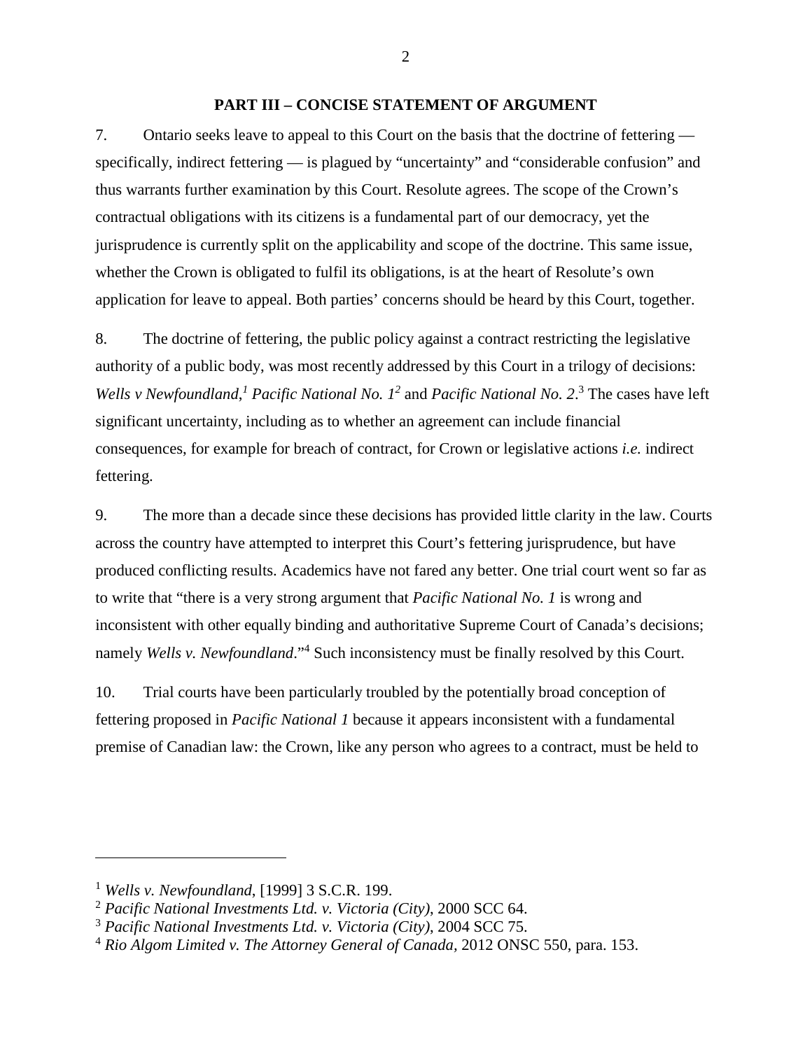## PART III – CONCISE STATEMENT OF ARGUMENT

7. Ontario seeks leave to appeal to this Court on the basis that the doctrine of fettering — specifically, indirect fettering — is plagued by "uncertainty" and "considerable confusion" and thus warrants further examination by this Court. Resolute agrees. The scope of the Crown's contractual obligations with its citizens is a fundamental part of our democracy, yet the jurisprudence is currently split on the applicability and scope of the doctrine. This same issue, whether the Crown is obligated to fulfil its obligations, is at the heart of Resolute's own application for leave to appeal. Both parties' concerns should be heard by this Court, together.

8. The doctrine of fettering, the public policy against a contract restricting the legislative authority of a public body, was most recently addressed by this Court in a trilogy of decisions: *Wells v Newfoundland,*[1] *Pacific National No. 1*[2] and *Pacific National No. 2*.[3] The cases have left significant uncertainty, including as to whether an agreement can include financial consequences, for example for breach of contract, for Crown or legislative actions *i.e.* indirect fettering.

9. The more than a decade since these decisions has provided little clarity in the law. Courts across the country have attempted to interpret this Court's fettering jurisprudence, but have produced conflicting results. Academics have not fared any better. One trial court went so far as to write that "there is a very strong argument that *Pacific National No. 1* is wrong and inconsistent with other equally binding and authoritative Supreme Court of Canada's decisions; namely *Wells v. Newfoundland*."[4] Such inconsistency must be finally resolved by this Court.

10. Trial courts have been particularly troubled by the potentially broad conception of fettering proposed in *Pacific National 1* because it appears inconsistent with a fundamental premise of Canadian law: the Crown, like any person who agrees to a contract, must be held to

---

[1] *Wells v. Newfoundland*, [1999] 3 S.C.R. 199.

[2] *Pacific National Investments Ltd. v. Victoria (City)*, 2000 SCC 64.

[3] *Pacific National Investments Ltd. v. Victoria (City)*, 2004 SCC 75.

[4] *Rio Algom Limited v. The Attorney General of Canada*, 2012 ONSC 550, para. 153.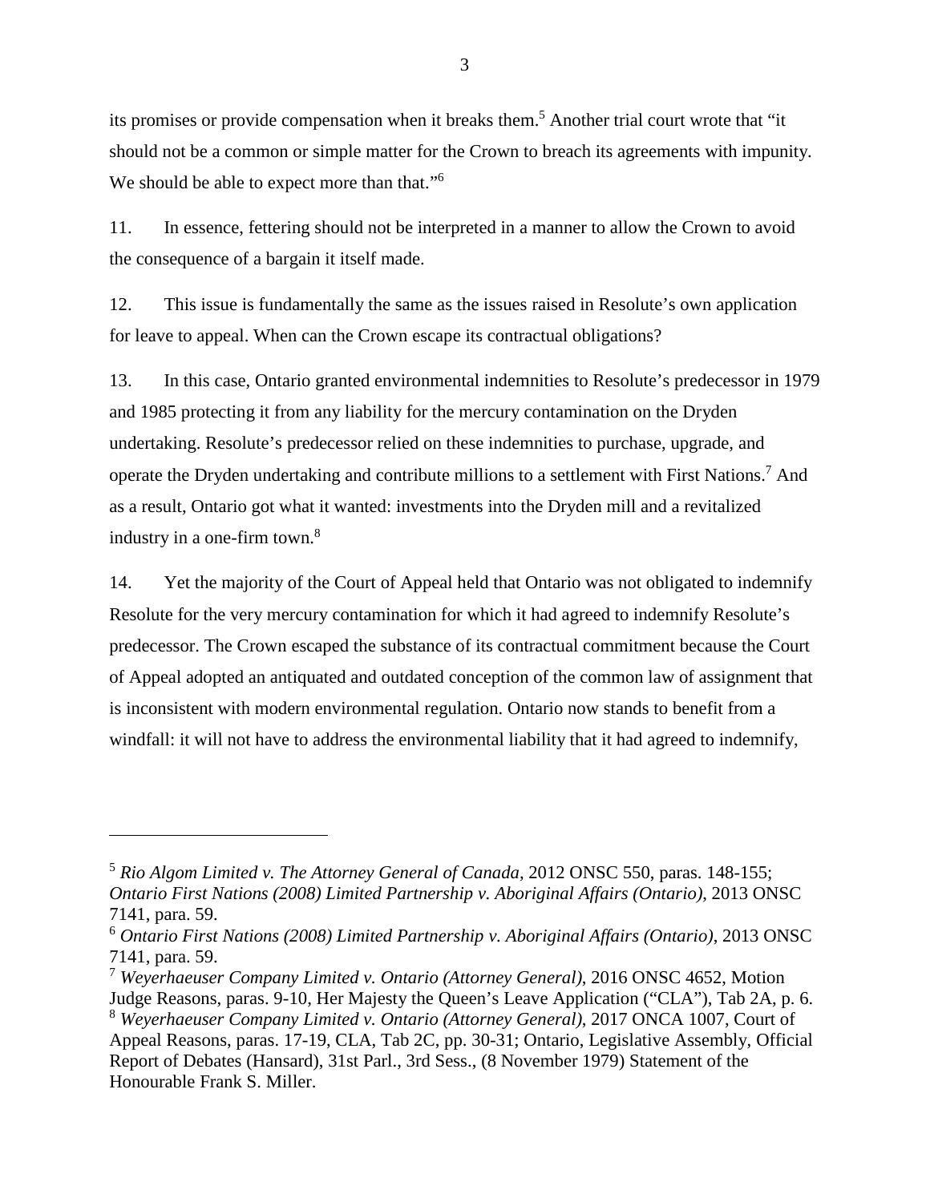its promises or provide compensation when it breaks them.[5] Another trial court wrote that "it should not be a common or simple matter for the Crown to breach its agreements with impunity. We should be able to expect more than that."[6]

11. In essence, fettering should not be interpreted in a manner to allow the Crown to avoid the consequence of a bargain it itself made.

12. This issue is fundamentally the same as the issues raised in Resolute's own application for leave to appeal. When can the Crown escape its contractual obligations?

13. In this case, Ontario granted environmental indemnities to Resolute's predecessor in 1979 and 1985 protecting it from any liability for the mercury contamination on the Dryden undertaking. Resolute's predecessor relied on these indemnities to purchase, upgrade, and operate the Dryden undertaking and contribute millions to a settlement with First Nations.[7] And as a result, Ontario got what it wanted: investments into the Dryden mill and a revitalized industry in a one-firm town.[8]

14. Yet the majority of the Court of Appeal held that Ontario was not obligated to indemnify Resolute for the very mercury contamination for which it had agreed to indemnify Resolute's predecessor. The Crown escaped the substance of its contractual commitment because the Court of Appeal adopted an antiquated and outdated conception of the common law of assignment that is inconsistent with modern environmental regulation. Ontario now stands to benefit from a windfall: it will not have to address the environmental liability that it had agreed to indemnify,

---

[5] *Rio Algom Limited v. The Attorney General of Canada*, 2012 ONSC 550, paras. 148-155; *Ontario First Nations (2008) Limited Partnership v. Aboriginal Affairs (Ontario)*, 2013 ONSC 7141, para. 59.

[6] *Ontario First Nations (2008) Limited Partnership v. Aboriginal Affairs (Ontario)*, 2013 ONSC 7141, para. 59.

[7] *Weyerhaeuser Company Limited v. Ontario (Attorney General)*, 2016 ONSC 4652, Motion Judge Reasons, paras. 9-10, Her Majesty the Queen's Leave Application ("CLA"), Tab 2A, p. 6.

[8] *Weyerhaeuser Company Limited v. Ontario (Attorney General)*, 2017 ONCA 1007, Court of Appeal Reasons, paras. 17-19, CLA, Tab 2C, pp. 30-31; Ontario, Legislative Assembly, Official Report of Debates (Hansard), 31st Parl., 3rd Sess., (8 November 1979) Statement of the Honourable Frank S. Miller.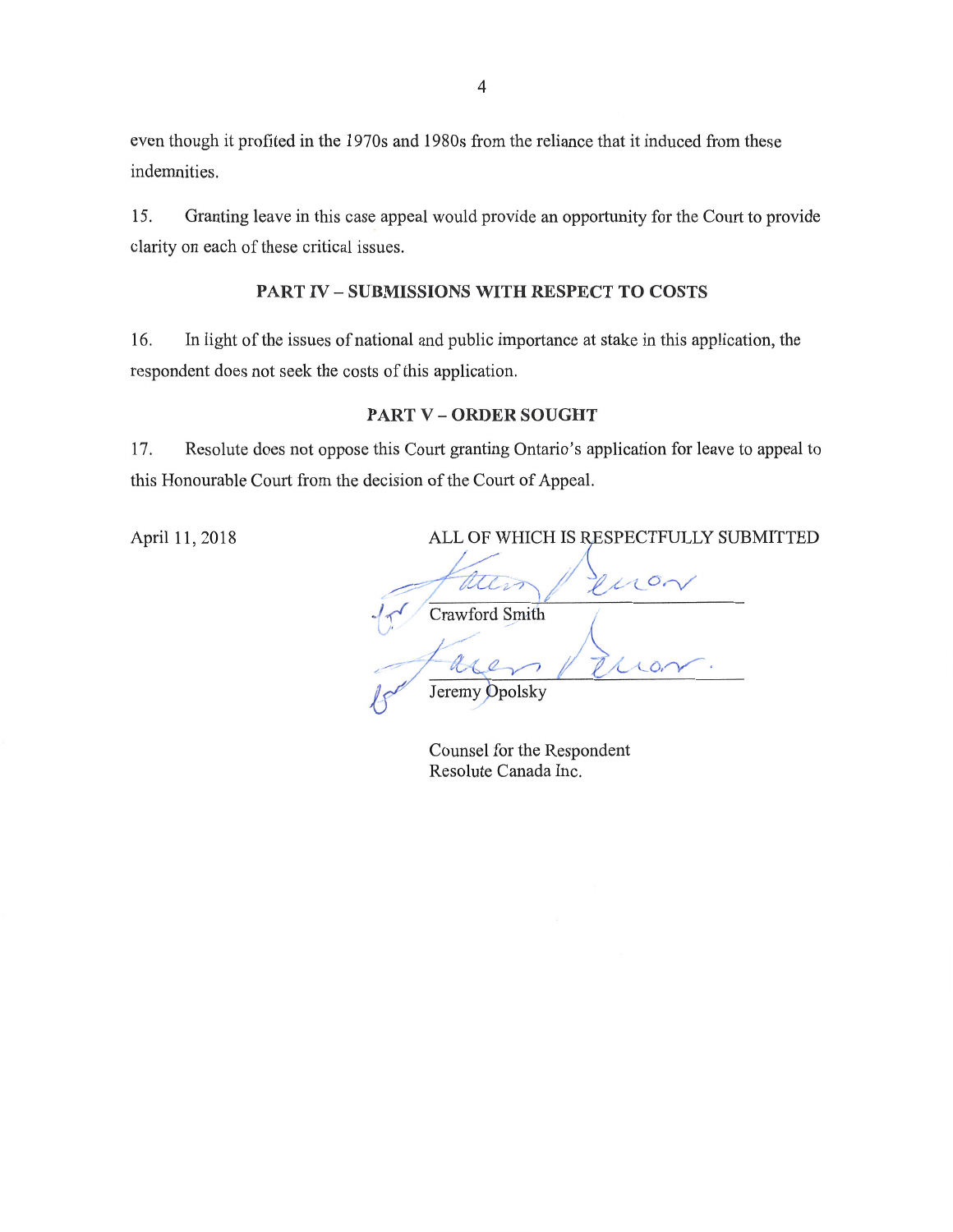even though it profited in the 1970s and 1980s from the reliance that it induced from these indemnities.

15. Granting leave in this case appeal would provide an opportunity for the Court to provide clarity on each of these critical issues.

## PART IV – SUBMISSIONS WITH RESPECT TO COSTS

16. In light of the issues of national and public importance at stake in this application, the respondent does not seek the costs of this application.

## PART V – ORDER SOUGHT

17. Resolute does not oppose this Court granting Ontario's application for leave to appeal to this Honourable Court from the decision of the Court of Appeal.

April 11, 2018

ALL OF WHICH IS RESPECTFULLY SUBMITTED

for Crawford Smith

for Jeremy Opolsky

Counsel for the Respondent
Resolute Canada Inc.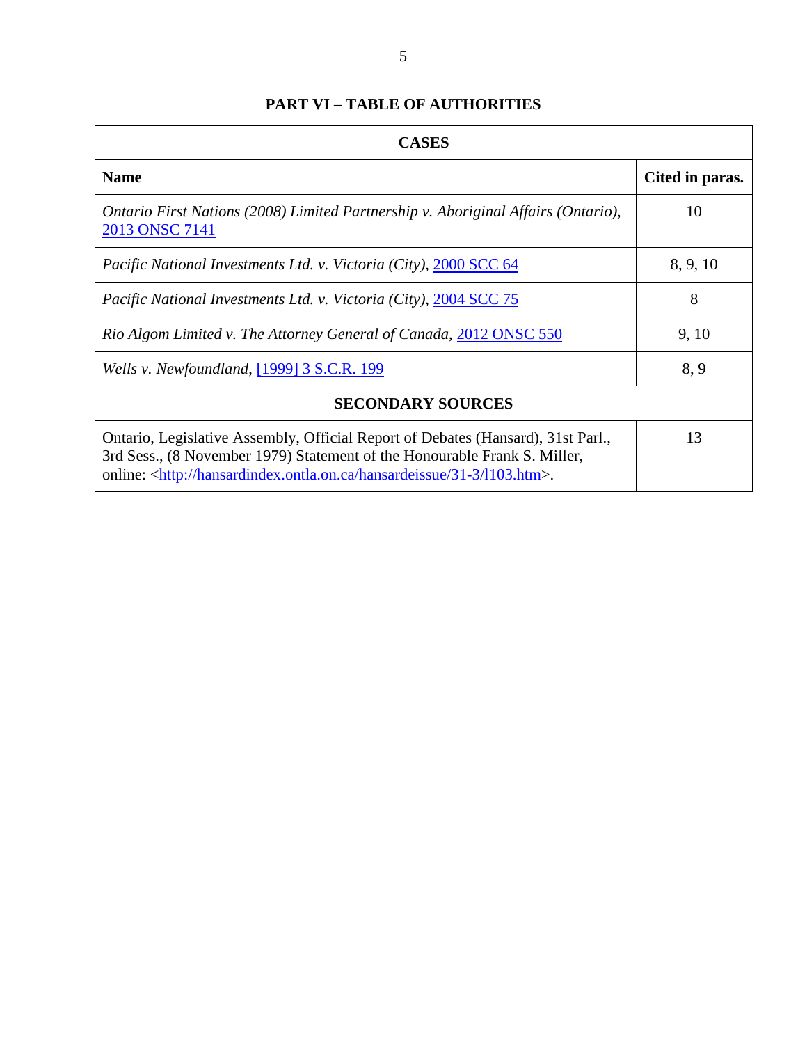## PART VI – TABLE OF AUTHORITIES

| CASES | |
|---|---|
| **Name** | **Cited in paras.** |
| *Ontario First Nations (2008) Limited Partnership v. Aboriginal Affairs (Ontario)*, 2013 ONSC 7141 | 10 |
| *Pacific National Investments Ltd. v. Victoria (City)*, 2000 SCC 64 | 8, 9, 10 |
| *Pacific National Investments Ltd. v. Victoria (City)*, 2004 SCC 75 | 8 |
| *Rio Algom Limited v. The Attorney General of Canada*, 2012 ONSC 550 | 9, 10 |
| *Wells v. Newfoundland*, [1999] 3 S.C.R. 199 | 8, 9 |
| **SECONDARY SOURCES** | |
| Ontario, Legislative Assembly, Official Report of Debates (Hansard), 31st Parl., 3rd Sess., (8 November 1979) Statement of the Honourable Frank S. Miller, online: <http://hansardindex.ontla.on.ca/hansardeissue/31-3/l103.htm>. | 13 |